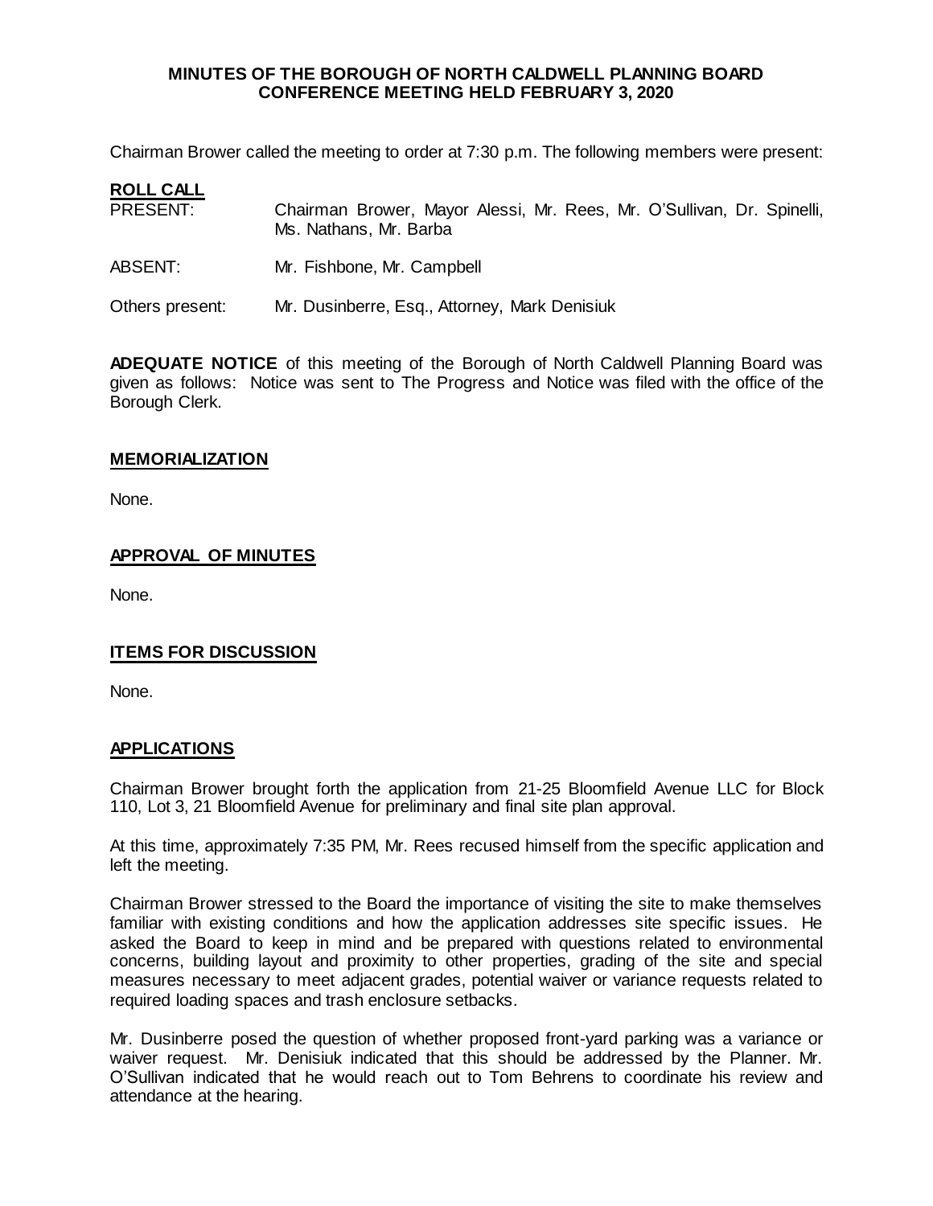**MINUTES OF THE BOROUGH OF NORTH CALDWELL PLANNING BOARD CONFERENCE MEETING HELD FEBRUARY 3, 2020**

Chairman Brower called the meeting to order at 7:30 p.m. The following members were present:

**ROLL CALL**

PRESENT: Chairman Brower, Mayor Alessi, Mr. Rees, Mr. O'Sullivan, Dr. Spinelli, Ms. Nathans, Mr. Barba

ABSENT: Mr. Fishbone, Mr. Campbell

Others present: Mr. Dusinberre, Esq., Attorney, Mark Denisiuk

**ADEQUATE NOTICE** of this meeting of the Borough of North Caldwell Planning Board was given as follows: Notice was sent to The Progress and Notice was filed with the office of the Borough Clerk.

**MEMORIALIZATION**

None.

**APPROVAL OF MINUTES**

None.

**ITEMS FOR DISCUSSION**

None.

**APPLICATIONS**

Chairman Brower brought forth the application from 21-25 Bloomfield Avenue LLC for Block 110, Lot 3, 21 Bloomfield Avenue for preliminary and final site plan approval.

At this time, approximately 7:35 PM, Mr. Rees recused himself from the specific application and left the meeting.

Chairman Brower stressed to the Board the importance of visiting the site to make themselves familiar with existing conditions and how the application addresses site specific issues. He asked the Board to keep in mind and be prepared with questions related to environmental concerns, building layout and proximity to other properties, grading of the site and special measures necessary to meet adjacent grades, potential waiver or variance requests related to required loading spaces and trash enclosure setbacks.

Mr. Dusinberre posed the question of whether proposed front-yard parking was a variance or waiver request. Mr. Denisiuk indicated that this should be addressed by the Planner. Mr. O'Sullivan indicated that he would reach out to Tom Behrens to coordinate his review and attendance at the hearing.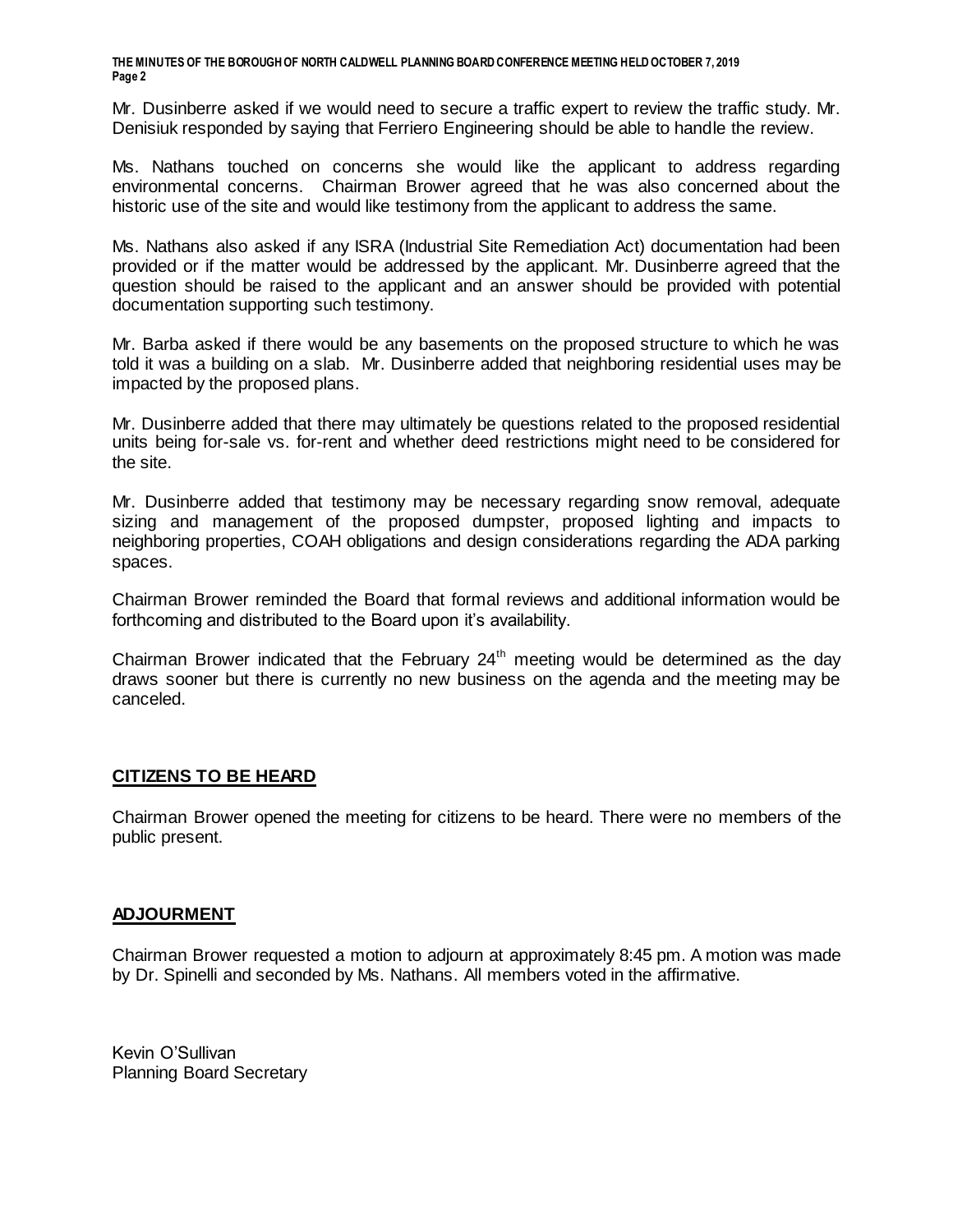Mr. Dusinberre asked if we would need to secure a traffic expert to review the traffic study. Mr. Denisiuk responded by saying that Ferriero Engineering should be able to handle the review.

Ms. Nathans touched on concerns she would like the applicant to address regarding environmental concerns. Chairman Brower agreed that he was also concerned about the historic use of the site and would like testimony from the applicant to address the same.

Ms. Nathans also asked if any ISRA (Industrial Site Remediation Act) documentation had been provided or if the matter would be addressed by the applicant. Mr. Dusinberre agreed that the question should be raised to the applicant and an answer should be provided with potential documentation supporting such testimony.

Mr. Barba asked if there would be any basements on the proposed structure to which he was told it was a building on a slab. Mr. Dusinberre added that neighboring residential uses may be impacted by the proposed plans.

Mr. Dusinberre added that there may ultimately be questions related to the proposed residential units being for-sale vs. for-rent and whether deed restrictions might need to be considered for the site.

Mr. Dusinberre added that testimony may be necessary regarding snow removal, adequate sizing and management of the proposed dumpster, proposed lighting and impacts to neighboring properties, COAH obligations and design considerations regarding the ADA parking spaces.

Chairman Brower reminded the Board that formal reviews and additional information would be forthcoming and distributed to the Board upon it's availability.

Chairman Brower indicated that the February 24th meeting would be determined as the day draws sooner but there is currently no new business on the agenda and the meeting may be canceled.

## **CITIZENS TO BE HEARD**

Chairman Brower opened the meeting for citizens to be heard. There were no members of the public present.

## **ADJOURMENT**

Chairman Brower requested a motion to adjourn at approximately 8:45 pm. A motion was made by Dr. Spinelli and seconded by Ms. Nathans. All members voted in the affirmative.

Kevin O'Sullivan
Planning Board Secretary